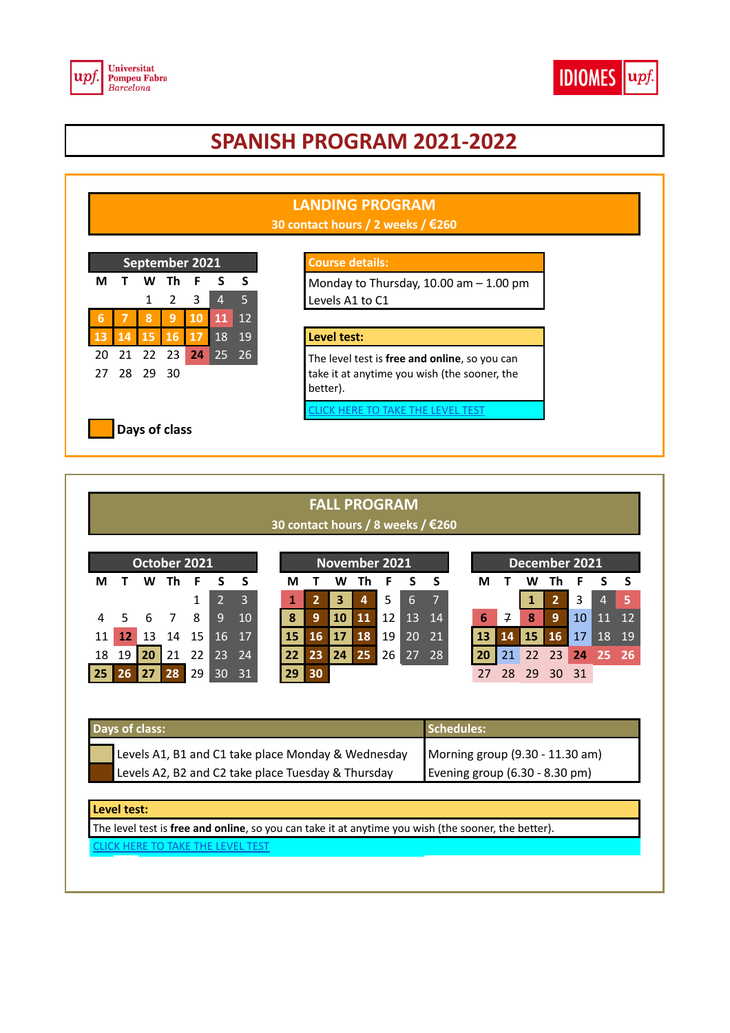# SPANISH PROGRAM 2021-2022

## LANDING PROGRAM

**30 contact hours / 2 weeks / €260**

**September 2021**

| M | T | W | Th | F | S | S |
|---|---|---|---|---|---|---|
| | | 1 | 2 | 3 | 4 | 5 |
| 6 | 7 | 8 | 9 | 10 | 11 | 12 |
| 13 | 14 | 15 | 16 | 17 | 18 | 19 |
| 20 | 21 | 22 | 23 | 24 | 25 | 26 |
| 27 | 28 | 29 | 30 | | | |

Days of class

**Course details:**

Monday to Thursday, 10.00 am – 1.00 pm
Levels A1 to C1

**Level test:**

The level test is **free and online**, so you can take it at anytime you wish (the sooner, the better).

CLICK HERE TO TAKE THE LEVEL TEST

## FALL PROGRAM

**30 contact hours / 8 weeks / €260**

**October 2021**

| M | T | W | Th | F | S | S |
|---|---|---|---|---|---|---|
| | | | | 1 | 2 | 3 |
| 4 | 5 | 6 | 7 | 8 | 9 | 10 |
| 11 | 12 | 13 | 14 | 15 | 16 | 17 |
| 18 | 19 | 20 | 21 | 22 | 23 | 24 |
| 25 | 26 | 27 | 28 | 29 | 30 | 31 |

**November 2021**

| M | T | W | Th | F | S | S |
|---|---|---|---|---|---|---|
| 1 | 2 | 3 | 4 | 5 | 6 | 7 |
| 8 | 9 | 10 | 11 | 12 | 13 | 14 |
| 15 | 16 | 17 | 18 | 19 | 20 | 21 |
| 22 | 23 | 24 | 25 | 26 | 27 | 28 |
| 29 | 30 | | | | | |

**December 2021**

| M | T | W | Th | F | S | S |
|---|---|---|---|---|---|---|
| | | 1 | 2 | 3 | 4 | 5 |
| 6 | 7 | 8 | 9 | 10 | 11 | 12 |
| 13 | 14 | 15 | 16 | 17 | 18 | 19 |
| 20 | 21 | 22 | 23 | 24 | 25 | 26 |
| 27 | 28 | 29 | 30 | 31 | | |

| Days of class: | Schedules: |
|---|---|
| Levels A1, B1 and C1 take place Monday & Wednesday | Morning group (9.30 - 11.30 am) |
| Levels A2, B2 and C2 take place Tuesday & Thursday | Evening group (6.30 - 8.30 pm) |

**Level test:**

The level test is **free and online**, so you can take it at anytime you wish (the sooner, the better).

CLICK HERE TO TAKE THE LEVEL TEST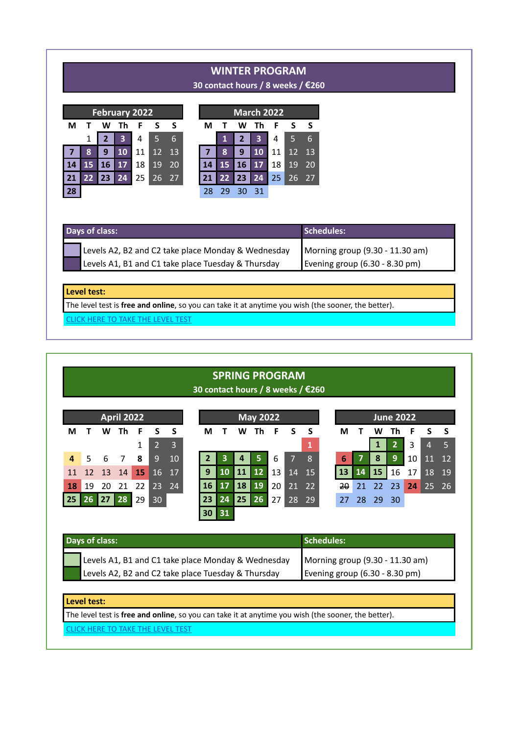## WINTER PROGRAM

**30 contact hours / 8 weeks / €260**

**February 2022**

| M | T | W | Th | F | S | S |
|---|---|---|---|---|---|---|
| | 1 | 2 | 3 | 4 | 5 | 6 |
| 7 | 8 | 9 | 10 | 11 | 12 | 13 |
| 14 | 15 | 16 | 17 | 18 | 19 | 20 |
| 21 | 22 | 23 | 24 | 25 | 26 | 27 |
| 28 | | | | | | |

**March 2022**

| M | T | W | Th | F | S | S |
|---|---|---|---|---|---|---|
| | 1 | 2 | 3 | 4 | 5 | 6 |
| 7 | 8 | 9 | 10 | 11 | 12 | 13 |
| 14 | 15 | 16 | 17 | 18 | 19 | 20 |
| 21 | 22 | 23 | 24 | 25 | 26 | 27 |
| 28 | 29 | 30 | 31 | | | |

| Days of class: | Schedules: |
|---|---|
| Levels A2, B2 and C2 take place Monday & Wednesday | Morning group (9.30 - 11.30 am) |
| Levels A1, B1 and C1 take place Tuesday & Thursday | Evening group (6.30 - 8.30 pm) |

**Level test:**

The level test is **free and online**, so you can take it at anytime you wish (the sooner, the better).

CLICK HERE TO TAKE THE LEVEL TEST

## SPRING PROGRAM

**30 contact hours / 8 weeks / €260**

**April 2022**

| M | T | W | Th | F | S | S |
|---|---|---|---|---|---|---|
| | | | | 1 | 2 | 3 |
| 4 | 5 | 6 | 7 | 8 | 9 | 10 |
| 11 | 12 | 13 | 14 | 15 | 16 | 17 |
| 18 | 19 | 20 | 21 | 22 | 23 | 24 |
| 25 | 26 | 27 | 28 | 29 | 30 | |

**May 2022**

| M | T | W | Th | F | S | S |
|---|---|---|---|---|---|---|
| | | | | | | 1 |
| 2 | 3 | 4 | 5 | 6 | 7 | 8 |
| 9 | 10 | 11 | 12 | 13 | 14 | 15 |
| 16 | 17 | 18 | 19 | 20 | 21 | 22 |
| 23 | 24 | 25 | 26 | 27 | 28 | 29 |
| 30 | 31 | | | | | |

**June 2022**

| M | T | W | Th | F | S | S |
|---|---|---|---|---|---|---|
| | | 1 | 2 | 3 | 4 | 5 |
| 6 | 7 | 8 | 9 | 10 | 11 | 12 |
| 13 | 14 | 15 | 16 | 17 | 18 | 19 |
| ~~20~~ | 21 | 22 | 23 | 24 | 25 | 26 |
| 27 | 28 | 29 | 30 | | | |

| Days of class: | Schedules: |
|---|---|
| Levels A1, B1 and C1 take place Monday & Wednesday | Morning group (9.30 - 11.30 am) |
| Levels A2, B2 and C2 take place Tuesday & Thursday | Evening group (6.30 - 8.30 pm) |

**Level test:**

The level test is **free and online**, so you can take it at anytime you wish (the sooner, the better).

CLICK HERE TO TAKE THE LEVEL TEST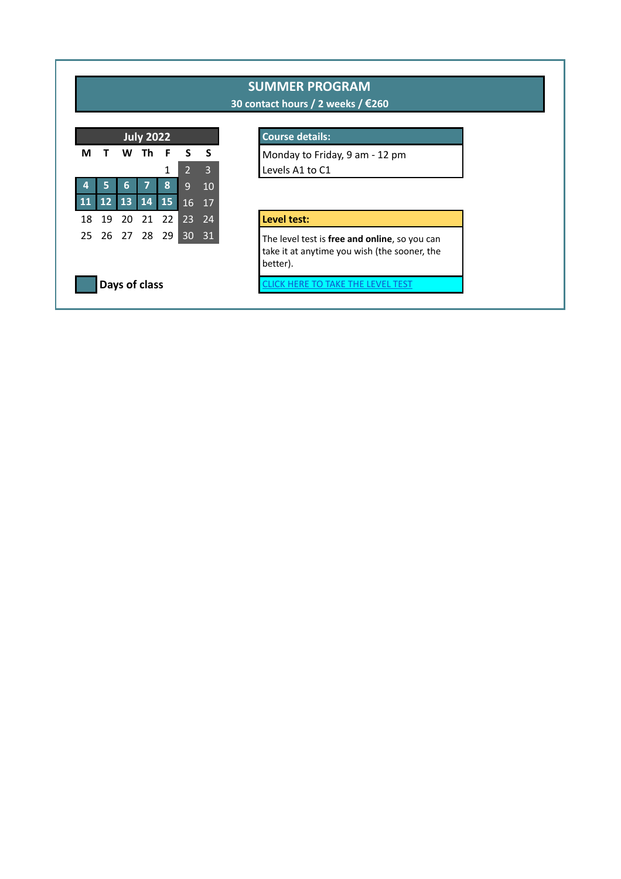# SUMMER PROGRAM

**30 contact hours / 2 weeks / €260**

| July 2022 | | | | | | |
|---|---|---|---|---|---|---|
| **M** | **T** | **W** | **Th** | **F** | **S** | **S** |
| | | | | 1 | 2 | 3 |
| **4** | **5** | **6** | **7** | **8** | 9 | 10 |
| **11** | **12** | **13** | **14** | **15** | 16 | 17 |
| 18 | 19 | 20 | 21 | 22 | 23 | 24 |
| 25 | 26 | 27 | 28 | 29 | 30 | 31 |

**Days of class**

**Course details:**

Monday to Friday, 9 am - 12 pm

Levels A1 to C1

**Level test:**

The level test is **free and online**, so you can take it at anytime you wish (the sooner, the better).

CLICK HERE TO TAKE THE LEVEL TEST